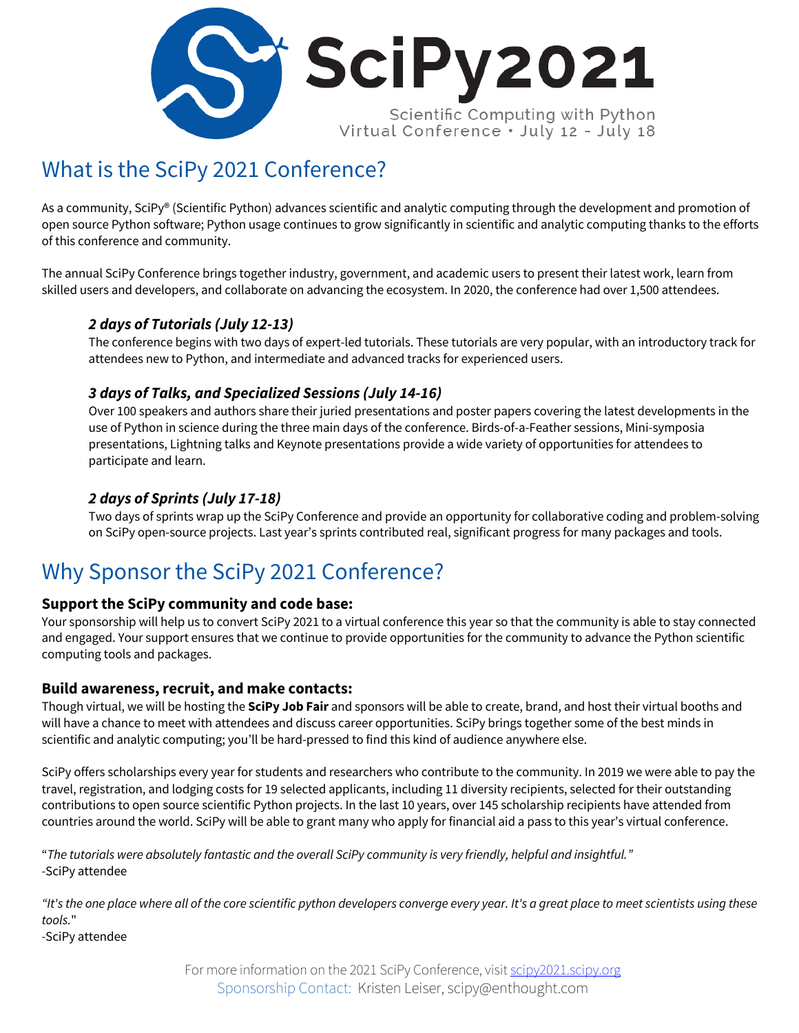# SciPy2021

Scientific Computing with Python
Virtual Conference • July 12 - July 18

## What is the SciPy 2021 Conference?

As a community, SciPy® (Scientific Python) advances scientific and analytic computing through the development and promotion of open source Python software; Python usage continues to grow significantly in scientific and analytic computing thanks to the efforts of this conference and community.

The annual SciPy Conference brings together industry, government, and academic users to present their latest work, learn from skilled users and developers, and collaborate on advancing the ecosystem. In 2020, the conference had over 1,500 attendees.

### *2 days of Tutorials (July 12-13)*

The conference begins with two days of expert-led tutorials. These tutorials are very popular, with an introductory track for attendees new to Python, and intermediate and advanced tracks for experienced users.

### *3 days of Talks, and Specialized Sessions (July 14-16)*

Over 100 speakers and authors share their juried presentations and poster papers covering the latest developments in the use of Python in science during the three main days of the conference. Birds-of-a-Feather sessions, Mini-symposia presentations, Lightning talks and Keynote presentations provide a wide variety of opportunities for attendees to participate and learn.

### *2 days of Sprints (July 17-18)*

Two days of sprints wrap up the SciPy Conference and provide an opportunity for collaborative coding and problem-solving on SciPy open-source projects. Last year's sprints contributed real, significant progress for many packages and tools.

## Why Sponsor the SciPy 2021 Conference?

**Support the SciPy community and code base:**

Your sponsorship will help us to convert SciPy 2021 to a virtual conference this year so that the community is able to stay connected and engaged. Your support ensures that we continue to provide opportunities for the community to advance the Python scientific computing tools and packages.

**Build awareness, recruit, and make contacts:**

Though virtual, we will be hosting the **SciPy Job Fair** and sponsors will be able to create, brand, and host their virtual booths and will have a chance to meet with attendees and discuss career opportunities. SciPy brings together some of the best minds in scientific and analytic computing; you'll be hard-pressed to find this kind of audience anywhere else.

SciPy offers scholarships every year for students and researchers who contribute to the community. In 2019 we were able to pay the travel, registration, and lodging costs for 19 selected applicants, including 11 diversity recipients, selected for their outstanding contributions to open source scientific Python projects. In the last 10 years, over 145 scholarship recipients have attended from countries around the world. SciPy will be able to grant many who apply for financial aid a pass to this year's virtual conference.

"*The tutorials were absolutely fantastic and the overall SciPy community is very friendly, helpful and insightful."*
-SciPy attendee

*"It's the one place where all of the core scientific python developers converge every year. It's a great place to meet scientists using these tools.*"
-SciPy attendee

For more information on the 2021 SciPy Conference, visit scipy2021.scipy.org
Sponsorship Contact: Kristen Leiser, scipy@enthought.com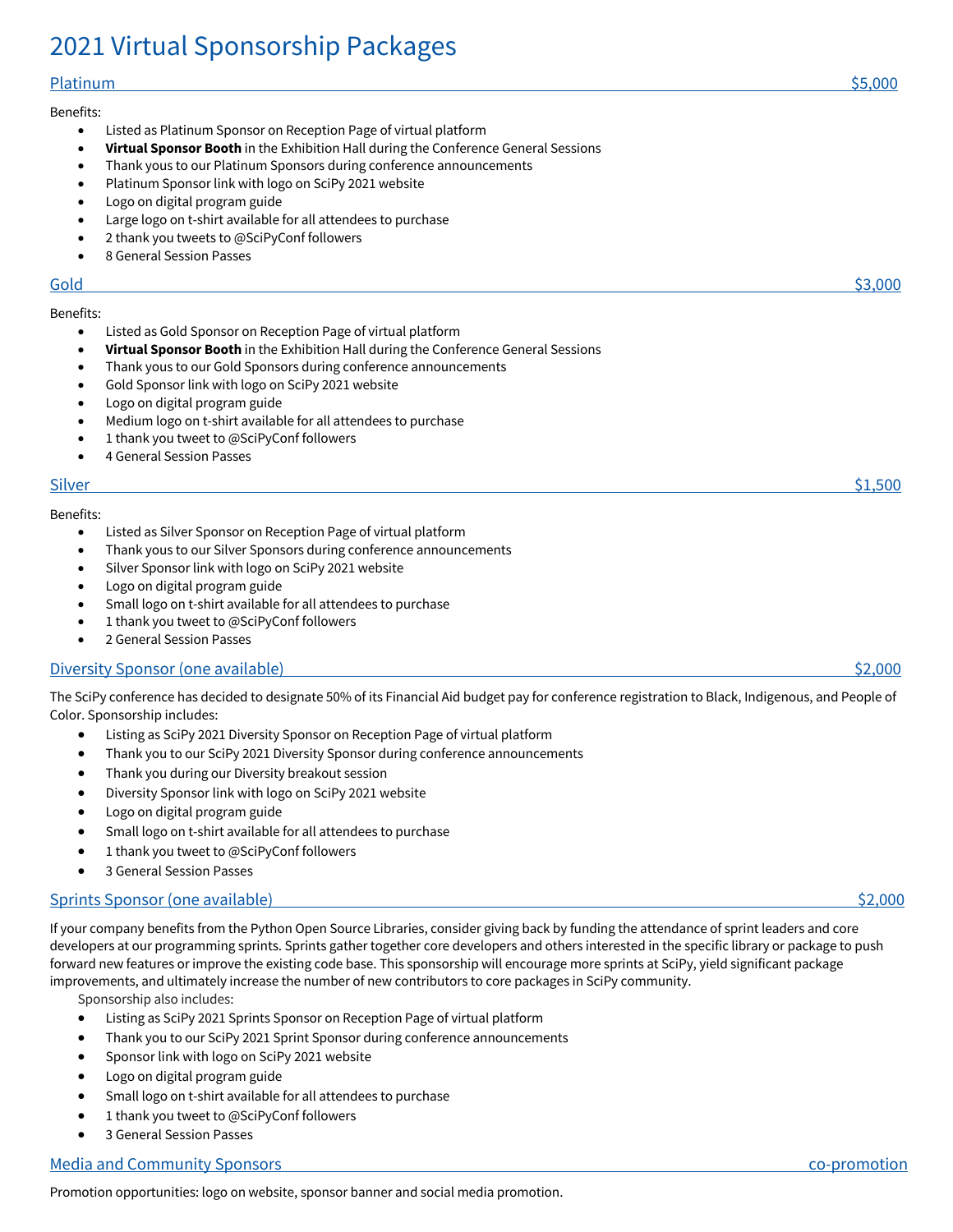# 2021 Virtual Sponsorship Packages

## Platinum — $5,000

Benefits:

- Listed as Platinum Sponsor on Reception Page of virtual platform
- **Virtual Sponsor Booth** in the Exhibition Hall during the Conference General Sessions
- Thank yous to our Platinum Sponsors during conference announcements
- Platinum Sponsor link with logo on SciPy 2021 website
- Logo on digital program guide
- Large logo on t-shirt available for all attendees to purchase
- 2 thank you tweets to @SciPyConf followers
- 8 General Session Passes

## Gold — $3,000

Benefits:

- Listed as Gold Sponsor on Reception Page of virtual platform
- **Virtual Sponsor Booth** in the Exhibition Hall during the Conference General Sessions
- Thank yous to our Gold Sponsors during conference announcements
- Gold Sponsor link with logo on SciPy 2021 website
- Logo on digital program guide
- Medium logo on t-shirt available for all attendees to purchase
- 1 thank you tweet to @SciPyConf followers
- 4 General Session Passes

## Silver — $1,500

Benefits:

- Listed as Silver Sponsor on Reception Page of virtual platform
- Thank yous to our Silver Sponsors during conference announcements
- Silver Sponsor link with logo on SciPy 2021 website
- Logo on digital program guide
- Small logo on t-shirt available for all attendees to purchase
- 1 thank you tweet to @SciPyConf followers
- 2 General Session Passes

## Diversity Sponsor (one available) — $2,000

The SciPy conference has decided to designate 50% of its Financial Aid budget pay for conference registration to Black, Indigenous, and People of Color. Sponsorship includes:

- Listing as SciPy 2021 Diversity Sponsor on Reception Page of virtual platform
- Thank you to our SciPy 2021 Diversity Sponsor during conference announcements
- Thank you during our Diversity breakout session
- Diversity Sponsor link with logo on SciPy 2021 website
- Logo on digital program guide
- Small logo on t-shirt available for all attendees to purchase
- 1 thank you tweet to @SciPyConf followers
- 3 General Session Passes

## Sprints Sponsor (one available) — $2,000

If your company benefits from the Python Open Source Libraries, consider giving back by funding the attendance of sprint leaders and core developers at our programming sprints. Sprints gather together core developers and others interested in the specific library or package to push forward new features or improve the existing code base. This sponsorship will encourage more sprints at SciPy, yield significant package improvements, and ultimately increase the number of new contributors to core packages in SciPy community.

Sponsorship also includes:

- Listing as SciPy 2021 Sprints Sponsor on Reception Page of virtual platform
- Thank you to our SciPy 2021 Sprint Sponsor during conference announcements
- Sponsor link with logo on SciPy 2021 website
- Logo on digital program guide
- Small logo on t-shirt available for all attendees to purchase
- 1 thank you tweet to @SciPyConf followers
- 3 General Session Passes

## Media and Community Sponsors — co-promotion

Promotion opportunities: logo on website, sponsor banner and social media promotion.